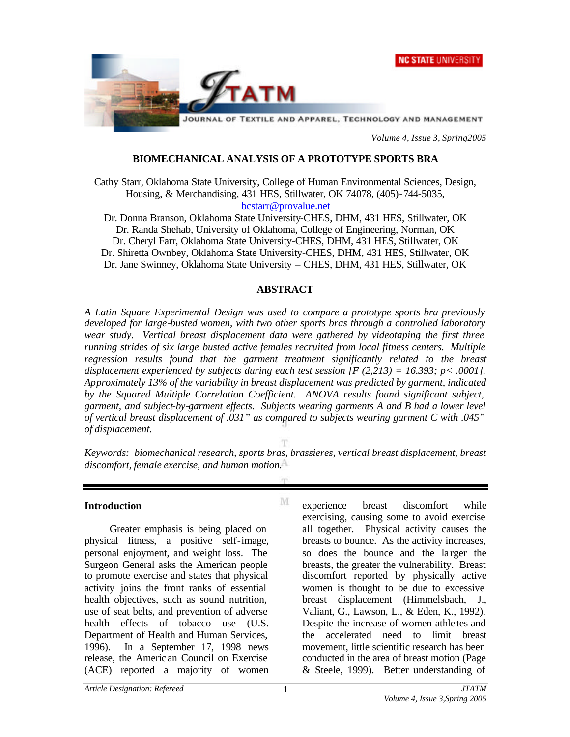# BIOMECHANICAL ANALYSIS OF A PROTOTYPE SPORTS BRA

Cathy Starr, Oklahoma State University, College of Human Environmental Sciences, Design, Housing, & Merchandising, 431 HES, Stillwater, OK 74078, (405)-744-5035, bcstarr@provalue.net

Dr. Donna Branson, Oklahoma State University-CHES, DHM, 431 HES, Stillwater, OK

Dr. Randa Shehab, University of Oklahoma, College of Engineering, Norman, OK

Dr. Cheryl Farr, Oklahoma State University-CHES, DHM, 431 HES, Stillwater, OK

Dr. Shiretta Ownbey, Oklahoma State University-CHES, DHM, 431 HES, Stillwater, OK

Dr. Jane Swinney, Oklahoma State University – CHES, DHM, 431 HES, Stillwater, OK

## ABSTRACT

*A Latin Square Experimental Design was used to compare a prototype sports bra previously developed for large-busted women, with two other sports bras through a controlled laboratory wear study. Vertical breast displacement data were gathered by videotaping the first three running strides of six large busted active females recruited from local fitness centers. Multiple regression results found that the garment treatment significantly related to the breast displacement experienced by subjects during each test session [$F(2,213) = 16.393$; $p < .0001$]. Approximately 13% of the variability in breast displacement was predicted by garment, indicated by the Squared Multiple Correlation Coefficient. ANOVA results found significant subject, garment, and subject-by-garment effects. Subjects wearing garments A and B had a lower level of vertical breast displacement of .031" as compared to subjects wearing garment C with .045" of displacement.*

*Keywords: biomechanical research, sports bras, brassieres, vertical breast displacement, breast discomfort, female exercise, and human motion.*

## Introduction

Greater emphasis is being placed on physical fitness, a positive self-image, personal enjoyment, and weight loss. The Surgeon General asks the American people to promote exercise and states that physical activity joins the front ranks of essential health objectives, such as sound nutrition, use of seat belts, and prevention of adverse health effects of tobacco use (U.S. Department of Health and Human Services, 1996). In a September 17, 1998 news release, the American Council on Exercise (ACE) reported a majority of women experience breast discomfort while exercising, causing some to avoid exercise all together. Physical activity causes the breasts to bounce. As the activity increases, so does the bounce and the larger the breasts, the greater the vulnerability. Breast discomfort reported by physically active women is thought to be due to excessive breast displacement (Himmelsbach, J., Valiant, G., Lawson, L., & Eden, K., 1992). Despite the increase of women athletes and the accelerated need to limit breast movement, little scientific research has been conducted in the area of breast motion (Page & Steele, 1999). Better understanding of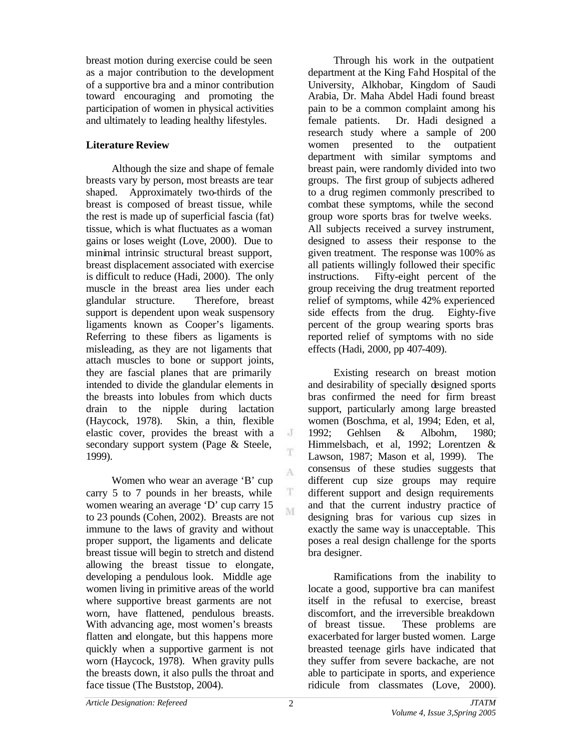breast motion during exercise could be seen as a major contribution to the development of a supportive bra and a minor contribution toward encouraging and promoting the participation of women in physical activities and ultimately to leading healthy lifestyles.

## Literature Review

Although the size and shape of female breasts vary by person, most breasts are tear shaped. Approximately two-thirds of the breast is composed of breast tissue, while the rest is made up of superficial fascia (fat) tissue, which is what fluctuates as a woman gains or loses weight (Love, 2000). Due to minimal intrinsic structural breast support, breast displacement associated with exercise is difficult to reduce (Hadi, 2000). The only muscle in the breast area lies under each glandular structure. Therefore, breast support is dependent upon weak suspensory ligaments known as Cooper's ligaments. Referring to these fibers as ligaments is misleading, as they are not ligaments that attach muscles to bone or support joints, they are fascial planes that are primarily intended to divide the glandular elements in the breasts into lobules from which ducts drain to the nipple during lactation (Haycock, 1978). Skin, a thin, flexible elastic cover, provides the breast with a secondary support system (Page & Steele, 1999).

Women who wear an average 'B' cup carry 5 to 7 pounds in her breasts, while women wearing an average 'D' cup carry 15 to 23 pounds (Cohen, 2002). Breasts are not immune to the laws of gravity and without proper support, the ligaments and delicate breast tissue will begin to stretch and distend allowing the breast tissue to elongate, developing a pendulous look. Middle age women living in primitive areas of the world where supportive breast garments are not worn, have flattened, pendulous breasts. With advancing age, most women's breasts flatten and elongate, but this happens more quickly when a supportive garment is not worn (Haycock, 1978). When gravity pulls the breasts down, it also pulls the throat and face tissue (The Buststop, 2004).

Through his work in the outpatient department at the King Fahd Hospital of the University, Alkhobar, Kingdom of Saudi Arabia, Dr. Maha Abdel Hadi found breast pain to be a common complaint among his female patients. Dr. Hadi designed a research study where a sample of 200 women presented to the outpatient department with similar symptoms and breast pain, were randomly divided into two groups. The first group of subjects adhered to a drug regimen commonly prescribed to combat these symptoms, while the second group wore sports bras for twelve weeks. All subjects received a survey instrument, designed to assess their response to the given treatment. The response was 100% as all patients willingly followed their specific instructions. Fifty-eight percent of the group receiving the drug treatment reported relief of symptoms, while 42% experienced side effects from the drug. Eighty-five percent of the group wearing sports bras reported relief of symptoms with no side effects (Hadi, 2000, pp 407-409).

Existing research on breast motion and desirability of specially designed sports bras confirmed the need for firm breast support, particularly among large breasted women (Boschma, et al, 1994; Eden, et al, 1992; Gehlsen & Albohm, 1980; Himmelsbach, et al, 1992; Lorentzen & Lawson, 1987; Mason et al, 1999). The consensus of these studies suggests that different cup size groups may require different support and design requirements and that the current industry practice of designing bras for various cup sizes in exactly the same way is unacceptable. This poses a real design challenge for the sports bra designer.

Ramifications from the inability to locate a good, supportive bra can manifest itself in the refusal to exercise, breast discomfort, and the irreversible breakdown of breast tissue. These problems are exacerbated for larger busted women. Large breasted teenage girls have indicated that they suffer from severe backache, are not able to participate in sports, and experience ridicule from classmates (Love, 2000).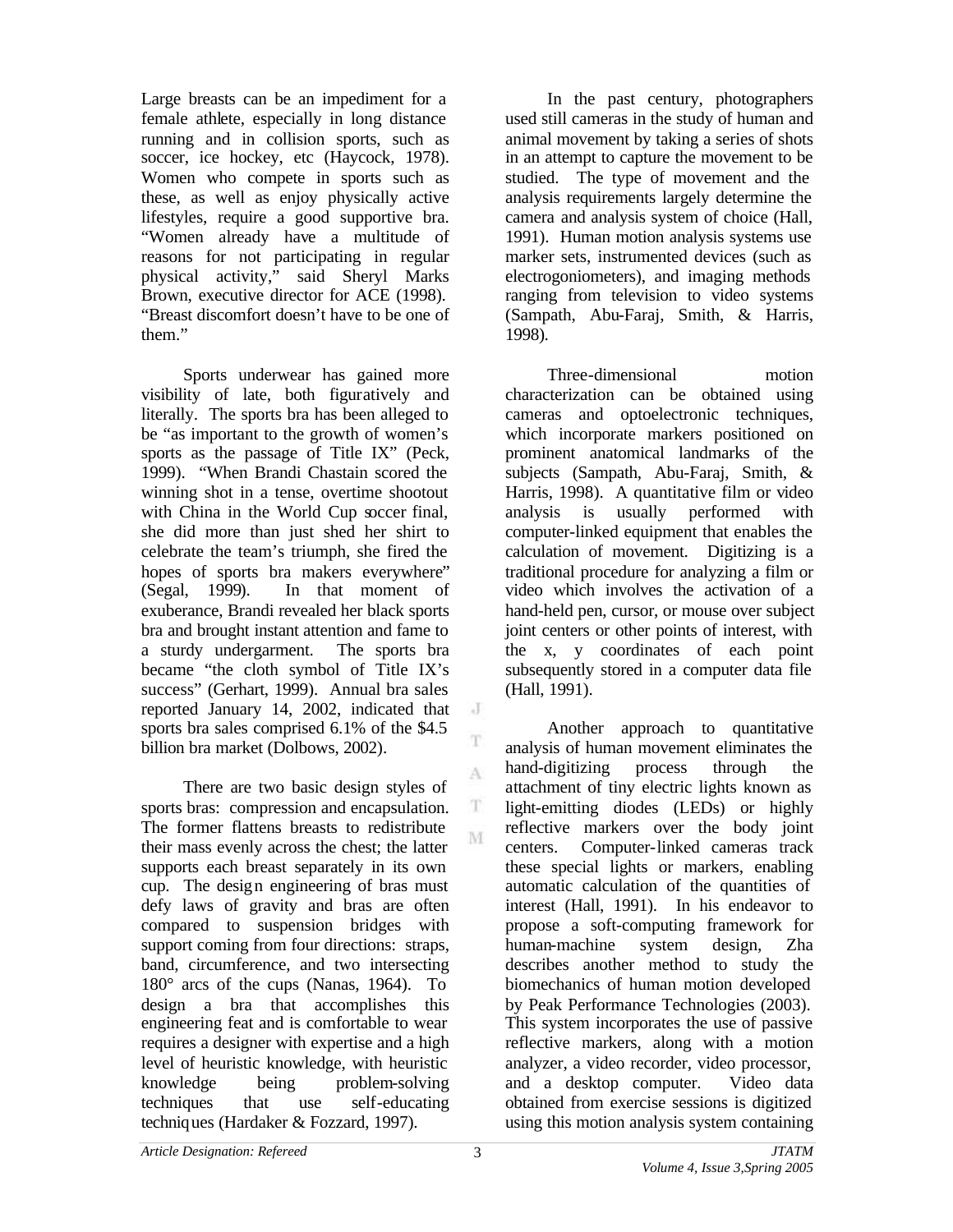Large breasts can be an impediment for a female athlete, especially in long distance running and in collision sports, such as soccer, ice hockey, etc (Haycock, 1978). Women who compete in sports such as these, as well as enjoy physically active lifestyles, require a good supportive bra. "Women already have a multitude of reasons for not participating in regular physical activity," said Sheryl Marks Brown, executive director for ACE (1998). "Breast discomfort doesn't have to be one of them."

Sports underwear has gained more visibility of late, both figuratively and literally. The sports bra has been alleged to be "as important to the growth of women's sports as the passage of Title IX" (Peck, 1999). "When Brandi Chastain scored the winning shot in a tense, overtime shootout with China in the World Cup soccer final, she did more than just shed her shirt to celebrate the team's triumph, she fired the hopes of sports bra makers everywhere" (Segal, 1999). In that moment of exuberance, Brandi revealed her black sports bra and brought instant attention and fame to a sturdy undergarment. The sports bra became "the cloth symbol of Title IX's success" (Gerhart, 1999). Annual bra sales reported January 14, 2002, indicated that sports bra sales comprised 6.1% of the $4.5 billion bra market (Dolbows, 2002).

There are two basic design styles of sports bras: compression and encapsulation. The former flattens breasts to redistribute their mass evenly across the chest; the latter supports each breast separately in its own cup. The design engineering of bras must defy laws of gravity and bras are often compared to suspension bridges with support coming from four directions: straps, band, circumference, and two intersecting 180° arcs of the cups (Nanas, 1964). To design a bra that accomplishes this engineering feat and is comfortable to wear requires a designer with expertise and a high level of heuristic knowledge, with heuristic knowledge being problem-solving techniques that use self-educating techniques (Hardaker & Fozzard, 1997).

In the past century, photographers used still cameras in the study of human and animal movement by taking a series of shots in an attempt to capture the movement to be studied. The type of movement and the analysis requirements largely determine the camera and analysis system of choice (Hall, 1991). Human motion analysis systems use marker sets, instrumented devices (such as electrogoniometers), and imaging methods ranging from television to video systems (Sampath, Abu-Faraj, Smith, & Harris, 1998).

Three-dimensional motion characterization can be obtained using cameras and optoelectronic techniques, which incorporate markers positioned on prominent anatomical landmarks of the subjects (Sampath, Abu-Faraj, Smith, & Harris, 1998). A quantitative film or video analysis is usually performed with computer-linked equipment that enables the calculation of movement. Digitizing is a traditional procedure for analyzing a film or video which involves the activation of a hand-held pen, cursor, or mouse over subject joint centers or other points of interest, with the x, y coordinates of each point subsequently stored in a computer data file (Hall, 1991).

Another approach to quantitative analysis of human movement eliminates the hand-digitizing process through the attachment of tiny electric lights known as light-emitting diodes (LEDs) or highly reflective markers over the body joint centers. Computer-linked cameras track these special lights or markers, enabling automatic calculation of the quantities of interest (Hall, 1991). In his endeavor to propose a soft-computing framework for human-machine system design, Zha describes another method to study the biomechanics of human motion developed by Peak Performance Technologies (2003). This system incorporates the use of passive reflective markers, along with a motion analyzer, a video recorder, video processor, and a desktop computer. Video data obtained from exercise sessions is digitized using this motion analysis system containing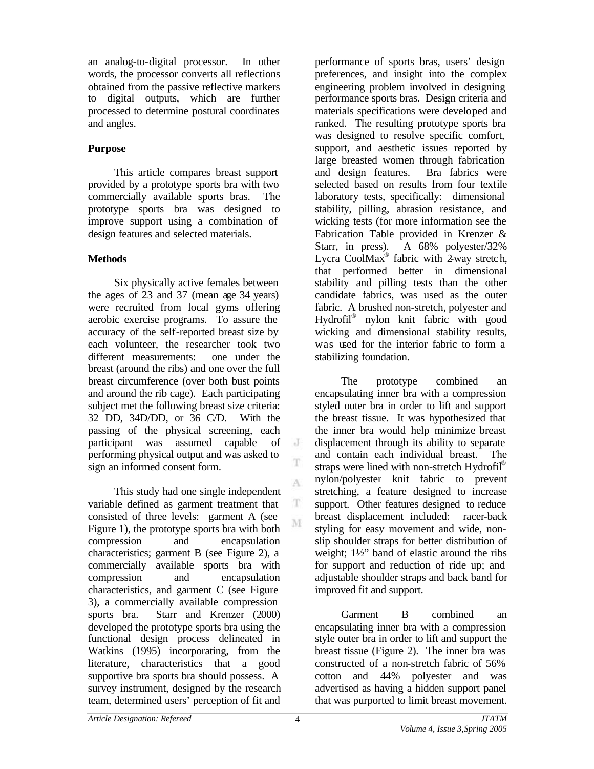an analog-to-digital processor. In other words, the processor converts all reflections obtained from the passive reflective markers to digital outputs, which are further processed to determine postural coordinates and angles.

## Purpose

This article compares breast support provided by a prototype sports bra with two commercially available sports bras. The prototype sports bra was designed to improve support using a combination of design features and selected materials.

## Methods

Six physically active females between the ages of 23 and 37 (mean age 34 years) were recruited from local gyms offering aerobic exercise programs. To assure the accuracy of the self-reported breast size by each volunteer, the researcher took two different measurements: one under the breast (around the ribs) and one over the full breast circumference (over both bust points and around the rib cage). Each participating subject met the following breast size criteria: 32 DD, 34D/DD, or 36 C/D. With the passing of the physical screening, each participant was assumed capable of performing physical output and was asked to sign an informed consent form.

This study had one single independent variable defined as garment treatment that consisted of three levels: garment A (see Figure 1), the prototype sports bra with both compression and encapsulation characteristics; garment B (see Figure 2), a commercially available sports bra with compression and encapsulation characteristics, and garment C (see Figure 3), a commercially available compression sports bra. Starr and Krenzer (2000) developed the prototype sports bra using the functional design process delineated in Watkins (1995) incorporating, from the literature, characteristics that a good supportive bra sports bra should possess. A survey instrument, designed by the research team, determined users' perception of fit and performance of sports bras, users' design preferences, and insight into the complex engineering problem involved in designing performance sports bras. Design criteria and materials specifications were developed and ranked. The resulting prototype sports bra was designed to resolve specific comfort, support, and aesthetic issues reported by large breasted women through fabrication and design features. Bra fabrics were selected based on results from four textile laboratory tests, specifically: dimensional stability, pilling, abrasion resistance, and wicking tests (for more information see the Fabrication Table provided in Krenzer & Starr, in press). A 68% polyester/32% Lycra CoolMax® fabric with 2-way stretch, that performed better in dimensional stability and pilling tests than the other candidate fabrics, was used as the outer fabric. A brushed non-stretch, polyester and Hydrofil® nylon knit fabric with good wicking and dimensional stability results, was used for the interior fabric to form a stabilizing foundation.

The prototype combined an encapsulating inner bra with a compression styled outer bra in order to lift and support the breast tissue. It was hypothesized that the inner bra would help minimize breast displacement through its ability to separate and contain each individual breast. The straps were lined with non-stretch Hydrofil® nylon/polyester knit fabric to prevent stretching, a feature designed to increase support. Other features designed to reduce breast displacement included: racer-back styling for easy movement and wide, non-slip shoulder straps for better distribution of weight; 1½" band of elastic around the ribs for support and reduction of ride up; and adjustable shoulder straps and back band for improved fit and support.

Garment B combined an encapsulating inner bra with a compression style outer bra in order to lift and support the breast tissue (Figure 2). The inner bra was constructed of a non-stretch fabric of 56% cotton and 44% polyester and was advertised as having a hidden support panel that was purported to limit breast movement.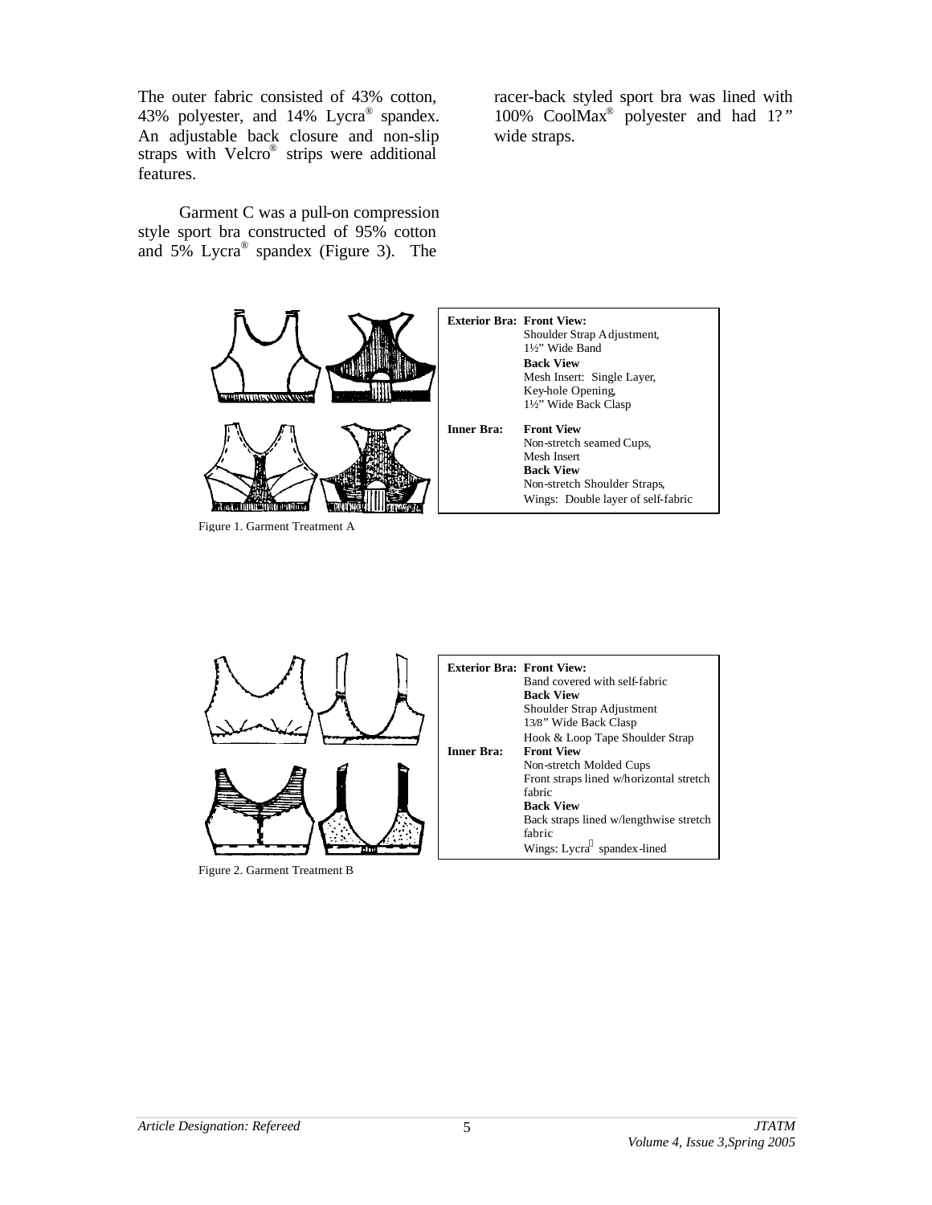The outer fabric consisted of 43% cotton, 43% polyester, and 14% Lycra® spandex. An adjustable back closure and non-slip straps with Velcro® strips were additional features.

Garment C was a pull-on compression style sport bra constructed of 95% cotton and 5% Lycra® spandex (Figure 3). The racer-back styled sport bra was lined with 100% CoolMax® polyester and had 1?" wide straps.

| | |
|---|---|
| **Exterior Bra:** | **Front View:** |
| | Shoulder Strap Adjustment, |
| | 1½" Wide Band |
| | **Back View** |
| | Mesh Insert: Single Layer, |
| | Key-hole Opening, |
| | 1½" Wide Back Clasp |
| **Inner Bra:** | **Front View** |
| | Non-stretch seamed Cups, |
| | Mesh Insert |
| | **Back View** |
| | Non-stretch Shoulder Straps, |
| | Wings: Double layer of self-fabric |

Figure 1. Garment Treatment A

| | |
|---|---|
| **Exterior Bra:** | **Front View:** |
| | Band covered with self-fabric |
| | **Back View** |
| | Shoulder Strap Adjustment |
| | 13⁄8" Wide Back Clasp |
| | Hook & Loop Tape Shoulder Strap |
| **Inner Bra:** | **Front View** |
| | Non-stretch Molded Cups |
| | Front straps lined w/horizontal stretch fabric |
| | **Back View** |
| | Back straps lined w/lengthwise stretch fabric |
| | Wings: Lycra spandex-lined |

Figure 2. Garment Treatment B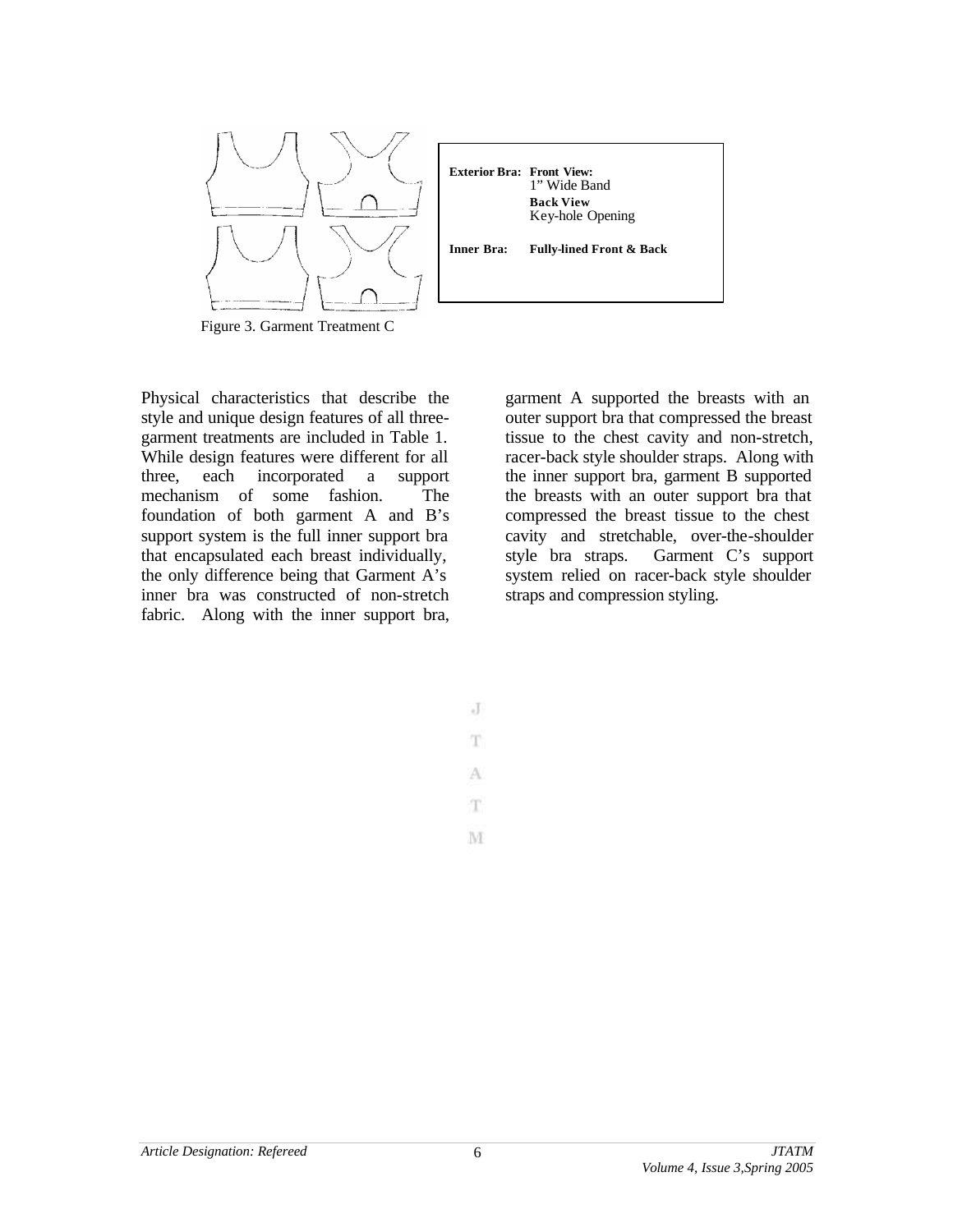| | |
|---|---|
| **Exterior Bra:** | **Front View:** 1" Wide Band |
| | **Back View** Key-hole Opening |
| **Inner Bra:** | **Fully-lined Front & Back** |

Figure 3. Garment Treatment C

Physical characteristics that describe the style and unique design features of all three-garment treatments are included in Table 1. While design features were different for all three, each incorporated a support mechanism of some fashion. The foundation of both garment A and B's support system is the full inner support bra that encapsulated each breast individually, the only difference being that Garment A's inner bra was constructed of non-stretch fabric. Along with the inner support bra, garment A supported the breasts with an outer support bra that compressed the breast tissue to the chest cavity and non-stretch, racer-back style shoulder straps. Along with the inner support bra, garment B supported the breasts with an outer support bra that compressed the breast tissue to the chest cavity and stretchable, over-the-shoulder style bra straps. Garment C's support system relied on racer-back style shoulder straps and compression styling.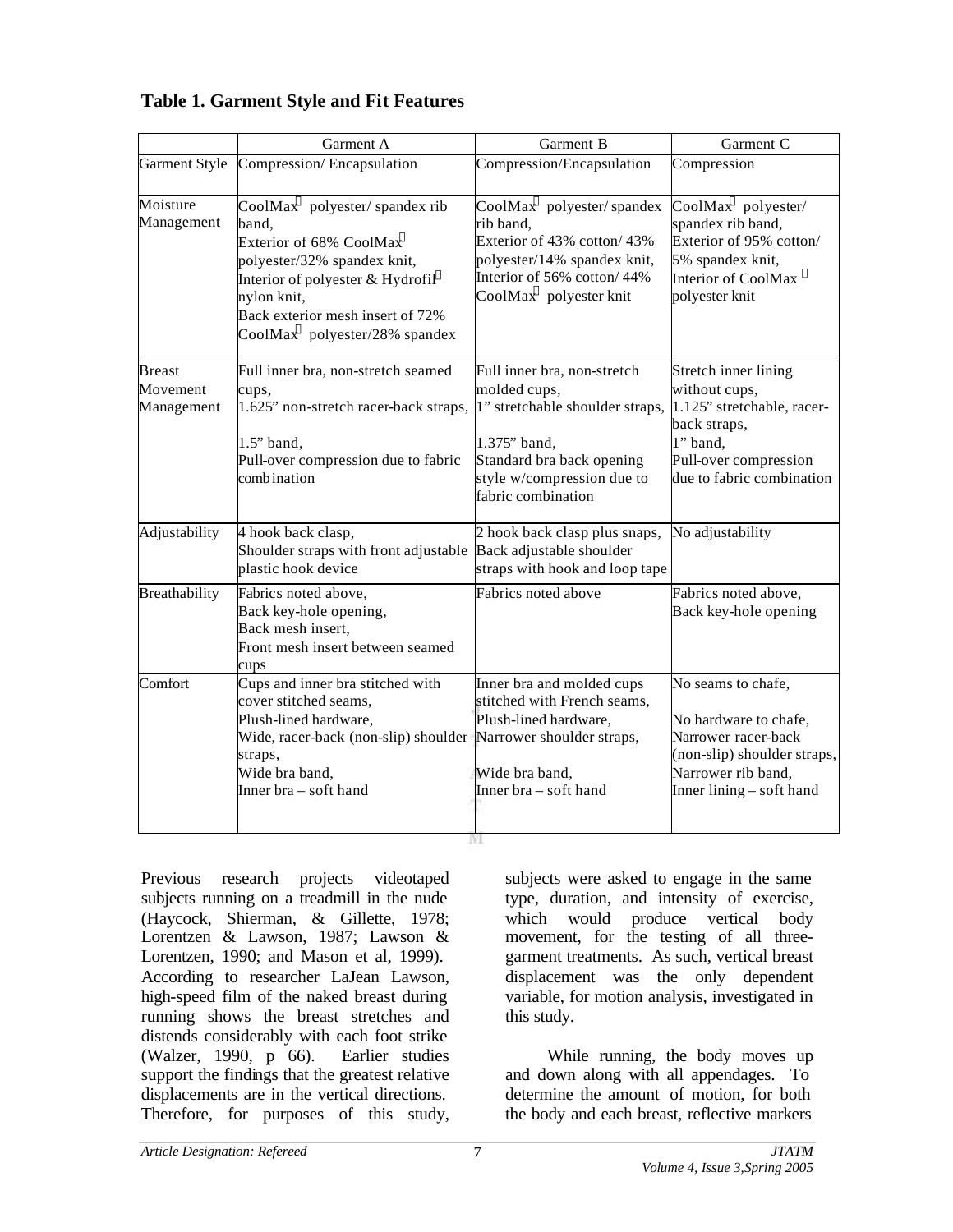**Table 1. Garment Style and Fit Features**

| | Garment A | Garment B | Garment C |
|---|---|---|---|
| Garment Style | Compression/ Encapsulation | Compression/Encapsulation | Compression |
| Moisture Management | CoolMax® polyester/ spandex rib band, Exterior of 68% CoolMax® polyester/32% spandex knit, Interior of polyester & Hydrofil® nylon knit, Back exterior mesh insert of 72% CoolMax® polyester/28% spandex | CoolMax® polyester/ spandex rib band, Exterior of 43% cotton/ 43% polyester/14% spandex knit, Interior of 56% cotton/ 44% CoolMax® polyester knit | CoolMax® polyester/ spandex rib band, Exterior of 95% cotton/ 5% spandex knit, Interior of CoolMax ® polyester knit |
| Breast Movement Management | Full inner bra, non-stretch seamed cups, 1.625" non-stretch racer-back straps, 1.5" band, Pull-over compression due to fabric combination | Full inner bra, non-stretch molded cups, 1" stretchable shoulder straps, 1.375" band, Standard bra back opening style w/compression due to fabric combination | Stretch inner lining without cups, 1.125" stretchable, racer-back straps, 1" band, Pull-over compression due to fabric combination |
| Adjustability | 4 hook back clasp, Shoulder straps with front adjustable plastic hook device | 2 hook back clasp plus snaps, Back adjustable shoulder straps with hook and loop tape | No adjustability |
| Breathability | Fabrics noted above, Back key-hole opening, Back mesh insert, Front mesh insert between seamed cups | Fabrics noted above | Fabrics noted above, Back key-hole opening |
| Comfort | Cups and inner bra stitched with cover stitched seams, Plush-lined hardware, Wide, racer-back (non-slip) shoulder straps, Wide bra band, Inner bra – soft hand | Inner bra and molded cups stitched with French seams, Plush-lined hardware, Narrower shoulder straps, Wide bra band, Inner bra – soft hand | No seams to chafe, No hardware to chafe, Narrower racer-back (non-slip) shoulder straps, Narrower rib band, Inner lining – soft hand |

Previous research projects videotaped subjects running on a treadmill in the nude (Haycock, Shierman, & Gillette, 1978; Lorentzen & Lawson, 1987; Lawson & Lorentzen, 1990; and Mason et al, 1999). According to researcher LaJean Lawson, high-speed film of the naked breast during running shows the breast stretches and distends considerably with each foot strike (Walzer, 1990, p 66). Earlier studies support the findings that the greatest relative displacements are in the vertical directions. Therefore, for purposes of this study, subjects were asked to engage in the same type, duration, and intensity of exercise, which would produce vertical body movement, for the testing of all three-garment treatments. As such, vertical breast displacement was the only dependent variable, for motion analysis, investigated in this study.

While running, the body moves up and down along with all appendages. To determine the amount of motion, for both the body and each breast, reflective markers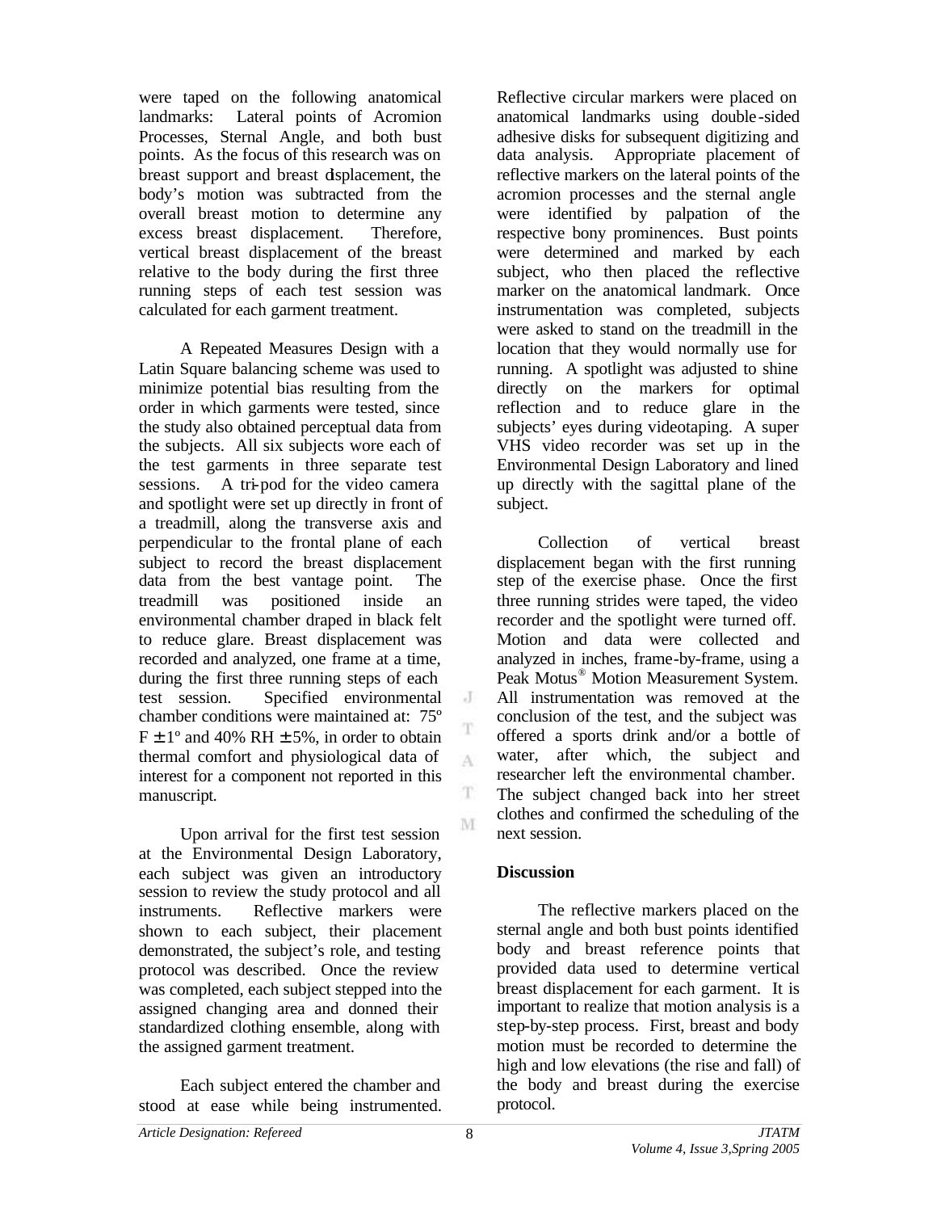were taped on the following anatomical landmarks: Lateral points of Acromion Processes, Sternal Angle, and both bust points. As the focus of this research was on breast support and breast displacement, the body's motion was subtracted from the overall breast motion to determine any excess breast displacement. Therefore, vertical breast displacement of the breast relative to the body during the first three running steps of each test session was calculated for each garment treatment.

A Repeated Measures Design with a Latin Square balancing scheme was used to minimize potential bias resulting from the order in which garments were tested, since the study also obtained perceptual data from the subjects. All six subjects wore each of the test garments in three separate test sessions. A tri-pod for the video camera and spotlight were set up directly in front of a treadmill, along the transverse axis and perpendicular to the frontal plane of each subject to record the breast displacement data from the best vantage point. The treadmill was positioned inside an environmental chamber draped in black felt to reduce glare. Breast displacement was recorded and analyzed, one frame at a time, during the first three running steps of each test session. Specified environmental chamber conditions were maintained at: 75º F ± 1º and 40% RH ± 5%, in order to obtain thermal comfort and physiological data of interest for a component not reported in this manuscript.

Upon arrival for the first test session at the Environmental Design Laboratory, each subject was given an introductory session to review the study protocol and all instruments. Reflective markers were shown to each subject, their placement demonstrated, the subject's role, and testing protocol was described. Once the review was completed, each subject stepped into the assigned changing area and donned their standardized clothing ensemble, along with the assigned garment treatment.

Each subject entered the chamber and stood at ease while being instrumented. Reflective circular markers were placed on anatomical landmarks using double-sided adhesive disks for subsequent digitizing and data analysis. Appropriate placement of reflective markers on the lateral points of the acromion processes and the sternal angle were identified by palpation of the respective bony prominences. Bust points were determined and marked by each subject, who then placed the reflective marker on the anatomical landmark. Once instrumentation was completed, subjects were asked to stand on the treadmill in the location that they would normally use for running. A spotlight was adjusted to shine directly on the markers for optimal reflection and to reduce glare in the subjects' eyes during videotaping. A super VHS video recorder was set up in the Environmental Design Laboratory and lined up directly with the sagittal plane of the subject.

Collection of vertical breast displacement began with the first running step of the exercise phase. Once the first three running strides were taped, the video recorder and the spotlight were turned off. Motion and data were collected and analyzed in inches, frame-by-frame, using a Peak Motus® Motion Measurement System. All instrumentation was removed at the conclusion of the test, and the subject was offered a sports drink and/or a bottle of water, after which, the subject and researcher left the environmental chamber. The subject changed back into her street clothes and confirmed the scheduling of the next session.

## Discussion

The reflective markers placed on the sternal angle and both bust points identified body and breast reference points that provided data used to determine vertical breast displacement for each garment. It is important to realize that motion analysis is a step-by-step process. First, breast and body motion must be recorded to determine the high and low elevations (the rise and fall) of the body and breast during the exercise protocol.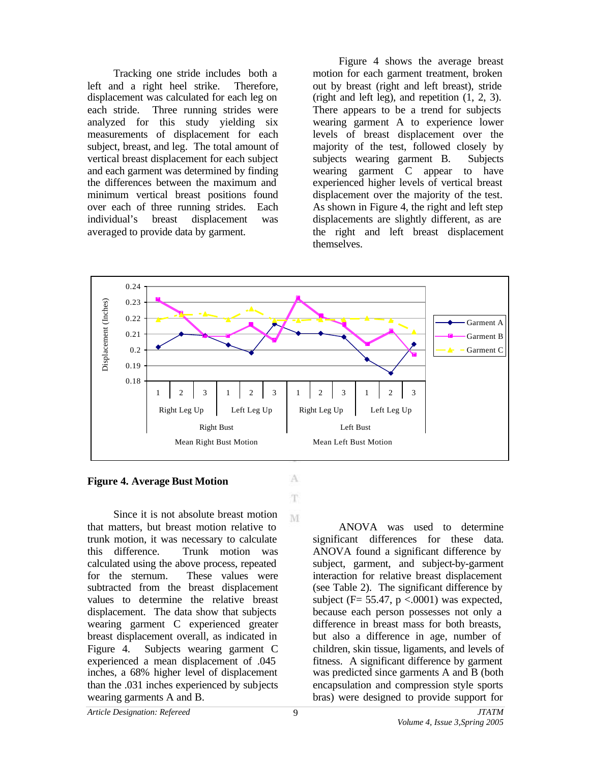Tracking one stride includes both a left and a right heel strike. Therefore, displacement was calculated for each leg on each stride. Three running strides were analyzed for this study yielding six measurements of displacement for each subject, breast, and leg. The total amount of vertical breast displacement for each subject and each garment was determined by finding the differences between the maximum and minimum vertical breast positions found over each of three running strides. Each individual's breast displacement was averaged to provide data by garment.

Figure 4 shows the average breast motion for each garment treatment, broken out by breast (right and left breast), stride (right and left leg), and repetition (1, 2, 3). There appears to be a trend for subjects wearing garment A to experience lower levels of breast displacement over the majority of the test, followed closely by subjects wearing garment B. Subjects wearing garment C appear to have experienced higher levels of vertical breast displacement over the majority of the test. As shown in Figure 4, the right and left step displacements are slightly different, as are the right and left breast displacement themselves.

**Figure 4. Average Bust Motion**

Since it is not absolute breast motion that matters, but breast motion relative to trunk motion, it was necessary to calculate this difference. Trunk motion was calculated using the above process, repeated for the sternum. These values were subtracted from the breast displacement values to determine the relative breast displacement. The data show that subjects wearing garment C experienced greater breast displacement overall, as indicated in Figure 4. Subjects wearing garment C experienced a mean displacement of .045 inches, a 68% higher level of displacement than the .031 inches experienced by subjects wearing garments A and B.

ANOVA was used to determine significant differences for these data. ANOVA found a significant difference by subject, garment, and subject-by-garment interaction for relative breast displacement (see Table 2). The significant difference by subject ($F= 55.47$, $p <.0001$) was expected, because each person possesses not only a difference in breast mass for both breasts, but also a difference in age, number of children, skin tissue, ligaments, and levels of fitness. A significant difference by garment was predicted since garments A and B (both encapsulation and compression style sports bras) were designed to provide support for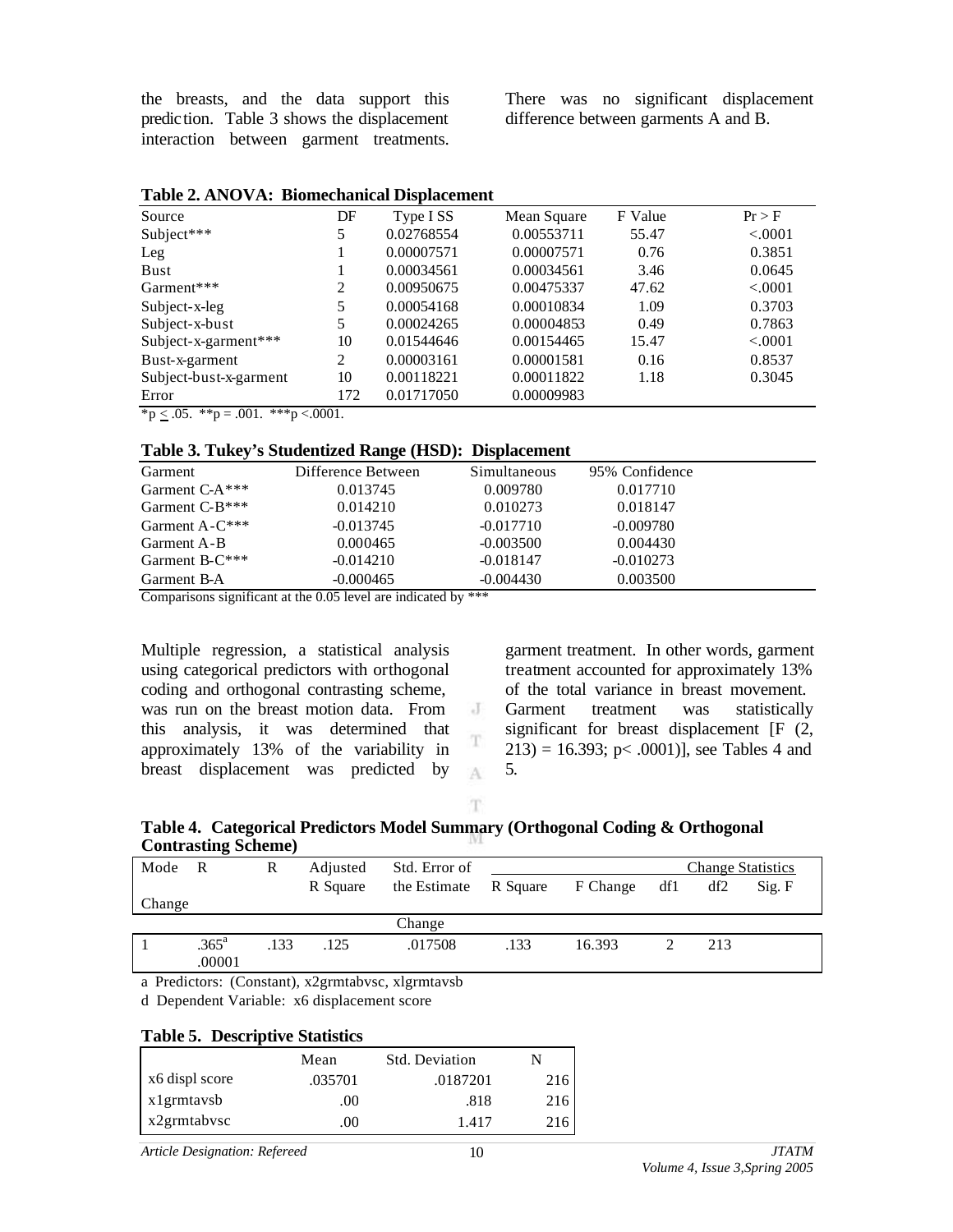the breasts, and the data support this prediction. Table 3 shows the displacement interaction between garment treatments. There was no significant displacement difference between garments A and B.

**Table 2. ANOVA: Biomechanical Displacement**

| Source | DF | Type I SS | Mean Square | F Value | Pr > F |
|---|---|---|---|---|---|
| Subject*** | 5 | 0.02768554 | 0.00553711 | 55.47 | <.0001 |
| Leg | 1 | 0.00007571 | 0.00007571 | 0.76 | 0.3851 |
| Bust | 1 | 0.00034561 | 0.00034561 | 3.46 | 0.0645 |
| Garment*** | 2 | 0.00950675 | 0.00475337 | 47.62 | <.0001 |
| Subject-x-leg | 5 | 0.00054168 | 0.00010834 | 1.09 | 0.3703 |
| Subject-x-bust | 5 | 0.00024265 | 0.00004853 | 0.49 | 0.7863 |
| Subject-x-garment*** | 10 | 0.01544646 | 0.00154465 | 15.47 | <.0001 |
| Bust-x-garment | 2 | 0.00003161 | 0.00001581 | 0.16 | 0.8537 |
| Subject-bust-x-garment | 10 | 0.00118221 | 0.00011822 | 1.18 | 0.3045 |
| Error | 172 | 0.01717050 | 0.00009983 | | |

*p ≤ .05. **p = .001. ***p <.0001.

**Table 3. Tukey's Studentized Range (HSD): Displacement**

| Garment | Difference Between | Simultaneous | 95% Confidence |
|---|---|---|---|
| Garment C-A*** | 0.013745 | 0.009780 | 0.017710 |
| Garment C-B*** | 0.014210 | 0.010273 | 0.018147 |
| Garment A-C*** | -0.013745 | -0.017710 | -0.009780 |
| Garment A-B | 0.000465 | -0.003500 | 0.004430 |
| Garment B-C*** | -0.014210 | -0.018147 | -0.010273 |
| Garment B-A | -0.000465 | -0.004430 | 0.003500 |

Comparisons significant at the 0.05 level are indicated by ***

Multiple regression, a statistical analysis using categorical predictors with orthogonal coding and orthogonal contrasting scheme, was run on the breast motion data. From this analysis, it was determined that approximately 13% of the variability in breast displacement was predicted by garment treatment. In other words, garment treatment accounted for approximately 13% of the total variance in breast movement. Garment treatment was statistically significant for breast displacement [F (2, 213) = 16.393; p< .0001)], see Tables 4 and 5.

**Table 4. Categorical Predictors Model Summary (Orthogonal Coding & Orthogonal Contrasting Scheme)**

| Mode Change | R | R | Adjusted R Square | Std. Error of the Estimate Change | Change Statistics | | | | |
|---|---|---|---|---|---|---|---|---|---|
| | | | | | R Square | F Change | df1 | df2 | Sig. F |
| 1 | .365[a] .00001 | .133 | .125 | .017508 | .133 | 16.393 | 2 | 213 | |

a Predictors: (Constant), x2grmtabvsc, xlgrmtavsb

d Dependent Variable: x6 displacement score

**Table 5. Descriptive Statistics**

| | Mean | Std. Deviation | N |
|---|---|---|---|
| x6 displ score | .035701 | .0187201 | 216 |
| x1grmtavsb | .00 | .818 | 216 |
| x2grmtabvsc | .00 | 1.417 | 216 |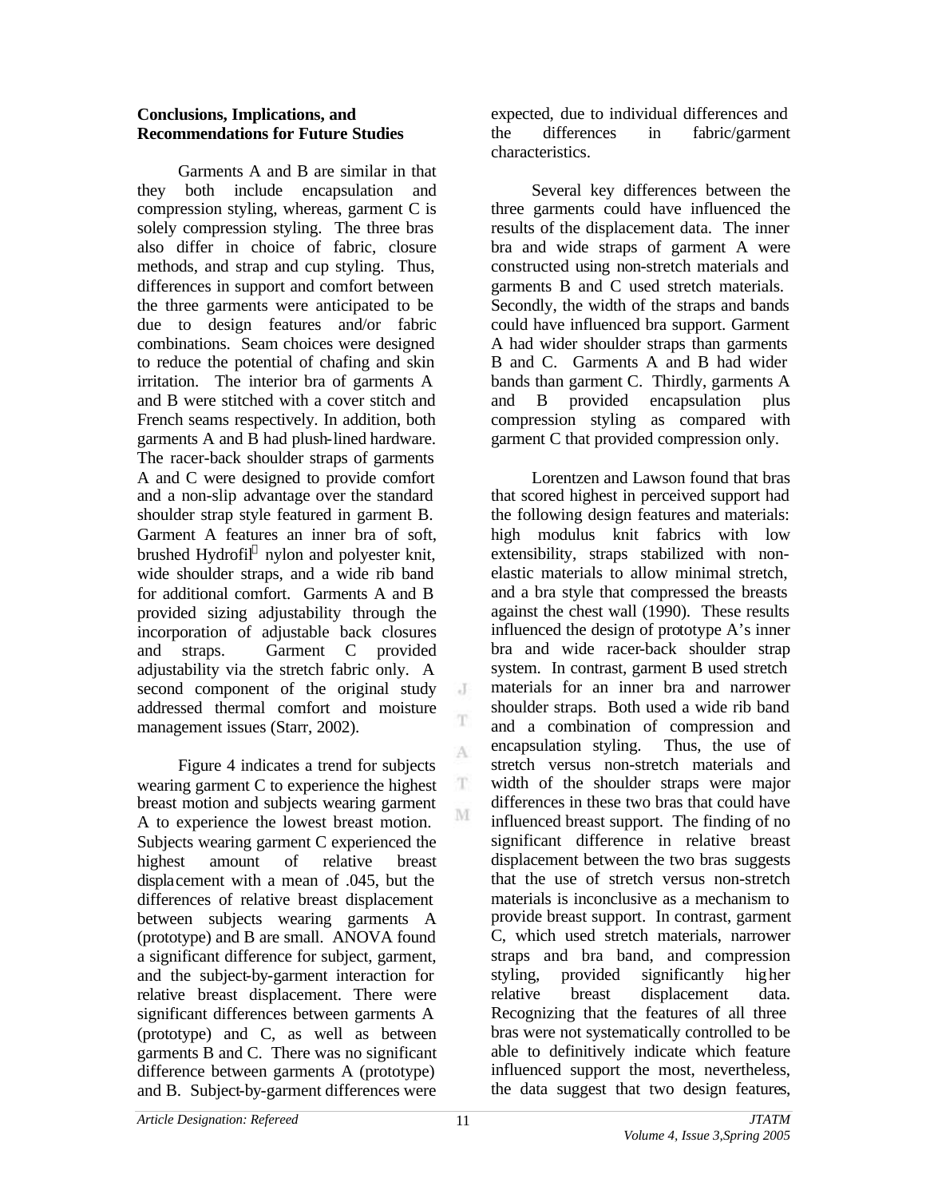**Conclusions, Implications, and Recommendations for Future Studies**

Garments A and B are similar in that they both include encapsulation and compression styling, whereas, garment C is solely compression styling. The three bras also differ in choice of fabric, closure methods, and strap and cup styling. Thus, differences in support and comfort between the three garments were anticipated to be due to design features and/or fabric combinations. Seam choices were designed to reduce the potential of chafing and skin irritation. The interior bra of garments A and B were stitched with a cover stitch and French seams respectively. In addition, both garments A and B had plush-lined hardware. The racer-back shoulder straps of garments A and C were designed to provide comfort and a non-slip advantage over the standard shoulder strap style featured in garment B. Garment A features an inner bra of soft, brushed Hydrofil nylon and polyester knit, wide shoulder straps, and a wide rib band for additional comfort. Garments A and B provided sizing adjustability through the incorporation of adjustable back closures and straps. Garment C provided adjustability via the stretch fabric only. A second component of the original study addressed thermal comfort and moisture management issues (Starr, 2002).

Figure 4 indicates a trend for subjects wearing garment C to experience the highest breast motion and subjects wearing garment A to experience the lowest breast motion. Subjects wearing garment C experienced the highest amount of relative breast displacement with a mean of .045, but the differences of relative breast displacement between subjects wearing garments A (prototype) and B are small. ANOVA found a significant difference for subject, garment, and the subject-by-garment interaction for relative breast displacement. There were significant differences between garments A (prototype) and C, as well as between garments B and C. There was no significant difference between garments A (prototype) and B. Subject-by-garment differences were expected, due to individual differences and the differences in fabric/garment characteristics.

Several key differences between the three garments could have influenced the results of the displacement data. The inner bra and wide straps of garment A were constructed using non-stretch materials and garments B and C used stretch materials. Secondly, the width of the straps and bands could have influenced bra support. Garment A had wider shoulder straps than garments B and C. Garments A and B had wider bands than garment C. Thirdly, garments A and B provided encapsulation plus compression styling as compared with garment C that provided compression only.

Lorentzen and Lawson found that bras that scored highest in perceived support had the following design features and materials: high modulus knit fabrics with low extensibility, straps stabilized with non-elastic materials to allow minimal stretch, and a bra style that compressed the breasts against the chest wall (1990). These results influenced the design of prototype A's inner bra and wide racer-back shoulder strap system. In contrast, garment B used stretch materials for an inner bra and narrower shoulder straps. Both used a wide rib band and a combination of compression and encapsulation styling. Thus, the use of stretch versus non-stretch materials and width of the shoulder straps were major differences in these two bras that could have influenced breast support. The finding of no significant difference in relative breast displacement between the two bras suggests that the use of stretch versus non-stretch materials is inconclusive as a mechanism to provide breast support. In contrast, garment C, which used stretch materials, narrower straps and bra band, and compression styling, provided significantly higher relative breast displacement data. Recognizing that the features of all three bras were not systematically controlled to be able to definitively indicate which feature influenced support the most, nevertheless, the data suggest that two design features,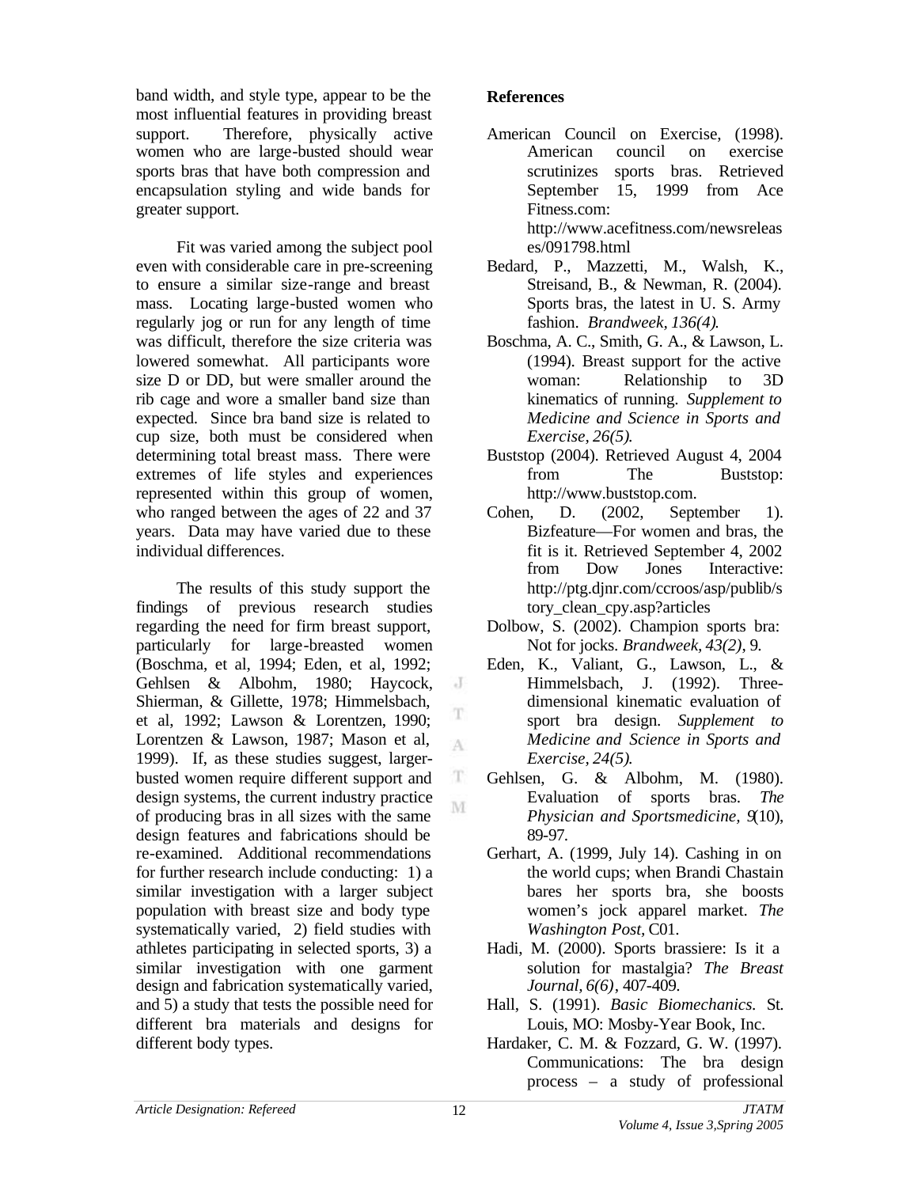band width, and style type, appear to be the most influential features in providing breast support. Therefore, physically active women who are large-busted should wear sports bras that have both compression and encapsulation styling and wide bands for greater support.

Fit was varied among the subject pool even with considerable care in pre-screening to ensure a similar size-range and breast mass. Locating large-busted women who regularly jog or run for any length of time was difficult, therefore the size criteria was lowered somewhat. All participants wore size D or DD, but were smaller around the rib cage and wore a smaller band size than expected. Since bra band size is related to cup size, both must be considered when determining total breast mass. There were extremes of life styles and experiences represented within this group of women, who ranged between the ages of 22 and 37 years. Data may have varied due to these individual differences.

The results of this study support the findings of previous research studies regarding the need for firm breast support, particularly for large-breasted women (Boschma, et al, 1994; Eden, et al, 1992; Gehlsen & Albohm, 1980; Haycock, Shierman, & Gillette, 1978; Himmelsbach, et al, 1992; Lawson & Lorentzen, 1990; Lorentzen & Lawson, 1987; Mason et al, 1999). If, as these studies suggest, larger-busted women require different support and design systems, the current industry practice of producing bras in all sizes with the same design features and fabrications should be re-examined. Additional recommendations for further research include conducting: 1) a similar investigation with a larger subject population with breast size and body type systematically varied, 2) field studies with athletes participating in selected sports, 3) a similar investigation with one garment design and fabrication systematically varied, and 5) a study that tests the possible need for different bra materials and designs for different body types.

## References

American Council on Exercise, (1998). American council on exercise scrutinizes sports bras. Retrieved September 15, 1999 from Ace Fitness.com: http://www.acefitness.com/newsreleases/091798.html

Bedard, P., Mazzetti, M., Walsh, K., Streisand, B., & Newman, R. (2004). Sports bras, the latest in U. S. Army fashion. *Brandweek, 136(4).*

Boschma, A. C., Smith, G. A., & Lawson, L. (1994). Breast support for the active woman: Relationship to 3D kinematics of running. *Supplement to Medicine and Science in Sports and Exercise, 26(5).*

Buststop (2004). Retrieved August 4, 2004 from The Buststop: http://www.buststop.com.

Cohen, D. (2002, September 1). Bizfeature—For women and bras, the fit is it. Retrieved September 4, 2002 from Dow Jones Interactive: http://ptg.djnr.com/ccroos/asp/publib/story_clean_cpy.asp?articles

Dolbow, S. (2002). Champion sports bra: Not for jocks. *Brandweek, 43(2)*, 9.

Eden, K., Valiant, G., Lawson, L., & Himmelsbach, J. (1992). Three-dimensional kinematic evaluation of sport bra design. *Supplement to Medicine and Science in Sports and Exercise, 24(5).*

Gehlsen, G. & Albohm, M. (1980). Evaluation of sports bras. *The Physician and Sportsmedicine, 9*(10), 89-97.

Gerhart, A. (1999, July 14). Cashing in on the world cups; when Brandi Chastain bares her sports bra, she boosts women's jock apparel market. *The Washington Post,* C01.

Hadi, M. (2000). Sports brassiere: Is it a solution for mastalgia? *The Breast Journal, 6(6)*, 407-409.

Hall, S. (1991). *Basic Biomechanics.* St. Louis, MO: Mosby-Year Book, Inc.

Hardaker, C. M. & Fozzard, G. W. (1997). Communications: The bra design process – a study of professional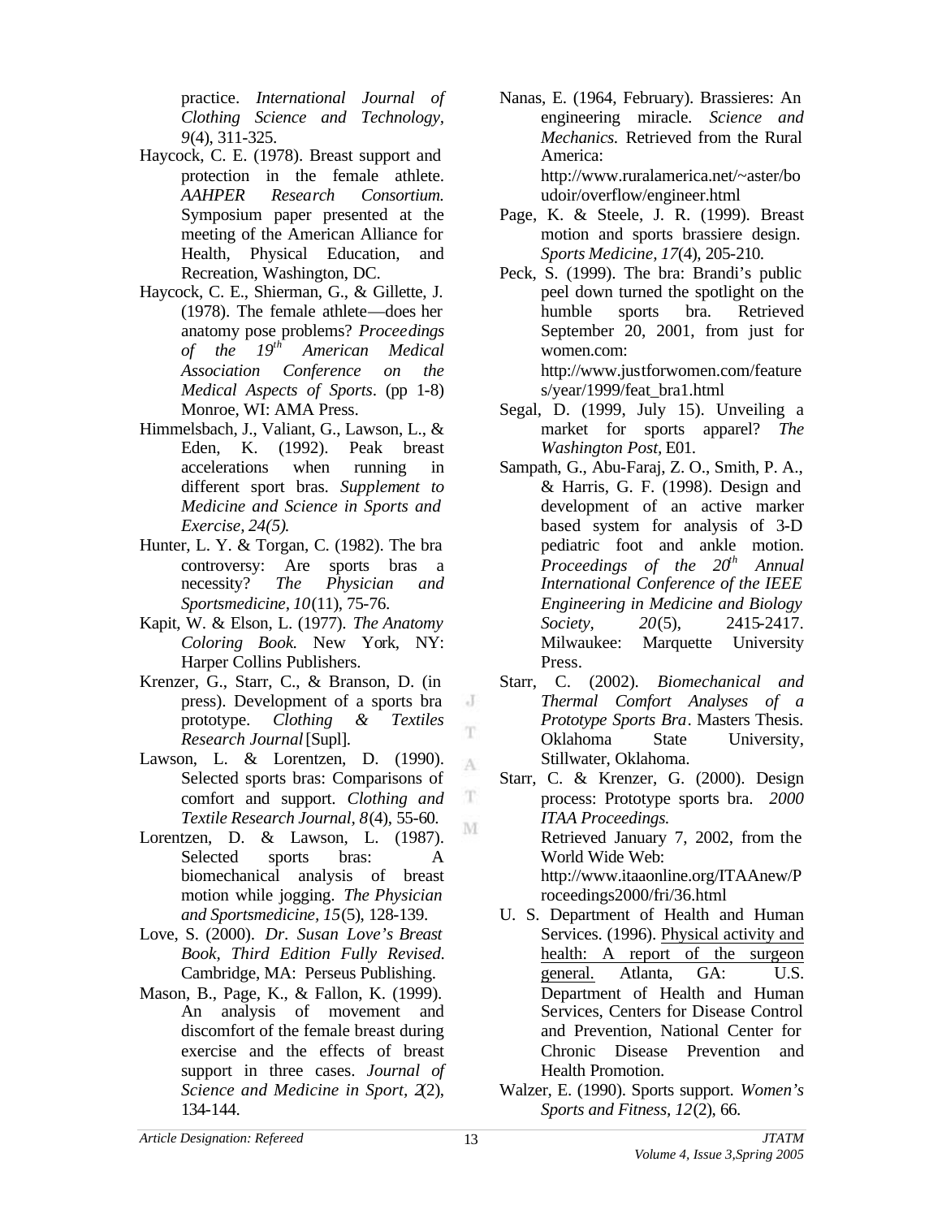practice. *International Journal of Clothing Science and Technology, 9*(4), 311-325.

Haycock, C. E. (1978). Breast support and protection in the female athlete. *AAHPER Research Consortium.* Symposium paper presented at the meeting of the American Alliance for Health, Physical Education, and Recreation, Washington, DC.

Haycock, C. E., Shierman, G., & Gillette, J. (1978). The female athlete—does her anatomy pose problems? *Proceedings of the 19th American Medical Association Conference on the Medical Aspects of Sports*. (pp 1-8) Monroe, WI: AMA Press.

Himmelsbach, J., Valiant, G., Lawson, L., & Eden, K. (1992). Peak breast accelerations when running in different sport bras. *Supplement to Medicine and Science in Sports and Exercise, 24(5).*

Hunter, L. Y. & Torgan, C. (1982). The bra controversy: Are sports bras a necessity? *The Physician and Sportsmedicine, 10*(11), 75-76.

Kapit, W. & Elson, L. (1977). *The Anatomy Coloring Book.* New York, NY: Harper Collins Publishers.

Krenzer, G., Starr, C., & Branson, D. (in press). Development of a sports bra prototype. *Clothing & Textiles Research Journal* [Supl].

Lawson, L. & Lorentzen, D. (1990). Selected sports bras: Comparisons of comfort and support. *Clothing and Textile Research Journal, 8*(4), 55-60.

Lorentzen, D. & Lawson, L. (1987). Selected sports bras: A biomechanical analysis of breast motion while jogging. *The Physician and Sportsmedicine, 15*(5), 128-139.

Love, S. (2000). *Dr. Susan Love's Breast Book, Third Edition Fully Revised.* Cambridge, MA: Perseus Publishing.

Mason, B., Page, K., & Fallon, K. (1999). An analysis of movement and discomfort of the female breast during exercise and the effects of breast support in three cases. *Journal of Science and Medicine in Sport, 2*(2), 134-144.

Nanas, E. (1964, February). Brassieres: An engineering miracle. *Science and Mechanics.* Retrieved from the Rural America: http://www.ruralamerica.net/~aster/boudoir/overflow/engineer.html

Page, K. & Steele, J. R. (1999). Breast motion and sports brassiere design. *Sports Medicine, 17*(4), 205-210.

Peck, S. (1999). The bra: Brandi's public peel down turned the spotlight on the humble sports bra. Retrieved September 20, 2001, from just for women.com: http://www.justforwomen.com/features/year/1999/feat_bra1.html

Segal, D. (1999, July 15). Unveiling a market for sports apparel? *The Washington Post,* E01.

Sampath, G., Abu-Faraj, Z. O., Smith, P. A., & Harris, G. F. (1998). Design and development of an active marker based system for analysis of 3-D pediatric foot and ankle motion. *Proceedings of the 20th Annual International Conference of the IEEE Engineering in Medicine and Biology Society, 20*(5), 2415-2417. Milwaukee: Marquette University Press.

Starr, C. (2002). *Biomechanical and Thermal Comfort Analyses of a Prototype Sports Bra*. Masters Thesis. Oklahoma State University, Stillwater, Oklahoma.

Starr, C. & Krenzer, G. (2000). Design process: Prototype sports bra. *2000 ITAA Proceedings.* Retrieved January 7, 2002, from the World Wide Web: http://www.itaaonline.org/ITAAnew/Proceedings2000/fri/36.html

U. S. Department of Health and Human Services. (1996). Physical activity and health: A report of the surgeon general. Atlanta, GA: U.S. Department of Health and Human Services, Centers for Disease Control and Prevention, National Center for Chronic Disease Prevention and Health Promotion.

Walzer, E. (1990). Sports support. *Women's Sports and Fitness, 12*(2), 66.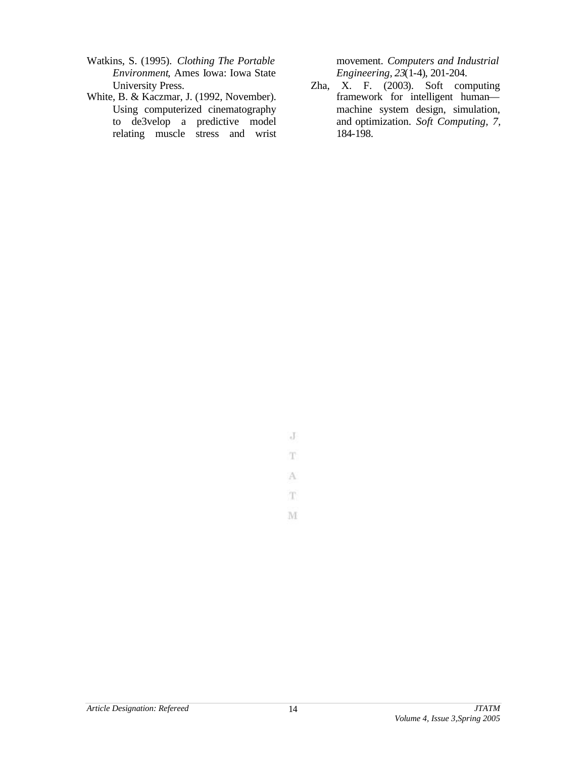Watkins, S. (1995). *Clothing The Portable Environment*, Ames Iowa: Iowa State University Press.

White, B. & Kaczmar, J. (1992, November). Using computerized cinematography to de3velop a predictive model relating muscle stress and wrist movement. *Computers and Industrial Engineering*, *23*(1-4), 201-204.

Zha, X. F. (2003). Soft computing framework for intelligent human—machine system design, simulation, and optimization. *Soft Computing*, *7*, 184-198.